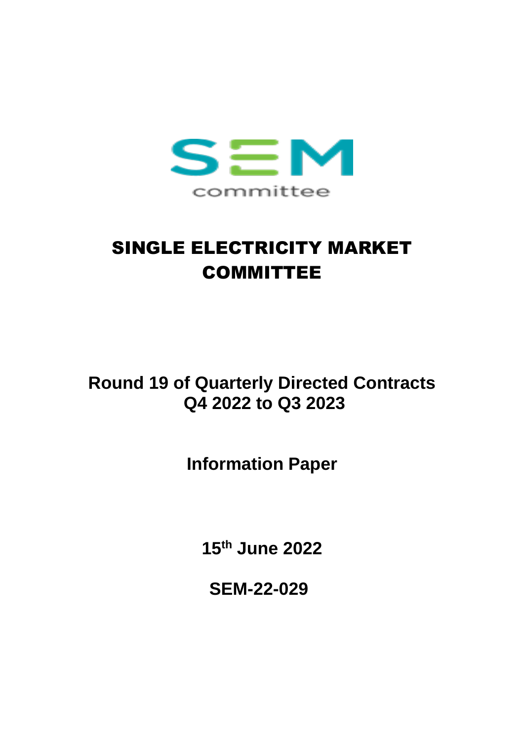SEM committee

# SINGLE ELECTRICITY MARKET COMMITTEE

## Round 19 of Quarterly Directed Contracts Q4 2022 to Q3 2023

## Information Paper

**15th June 2022**

**SEM-22-029**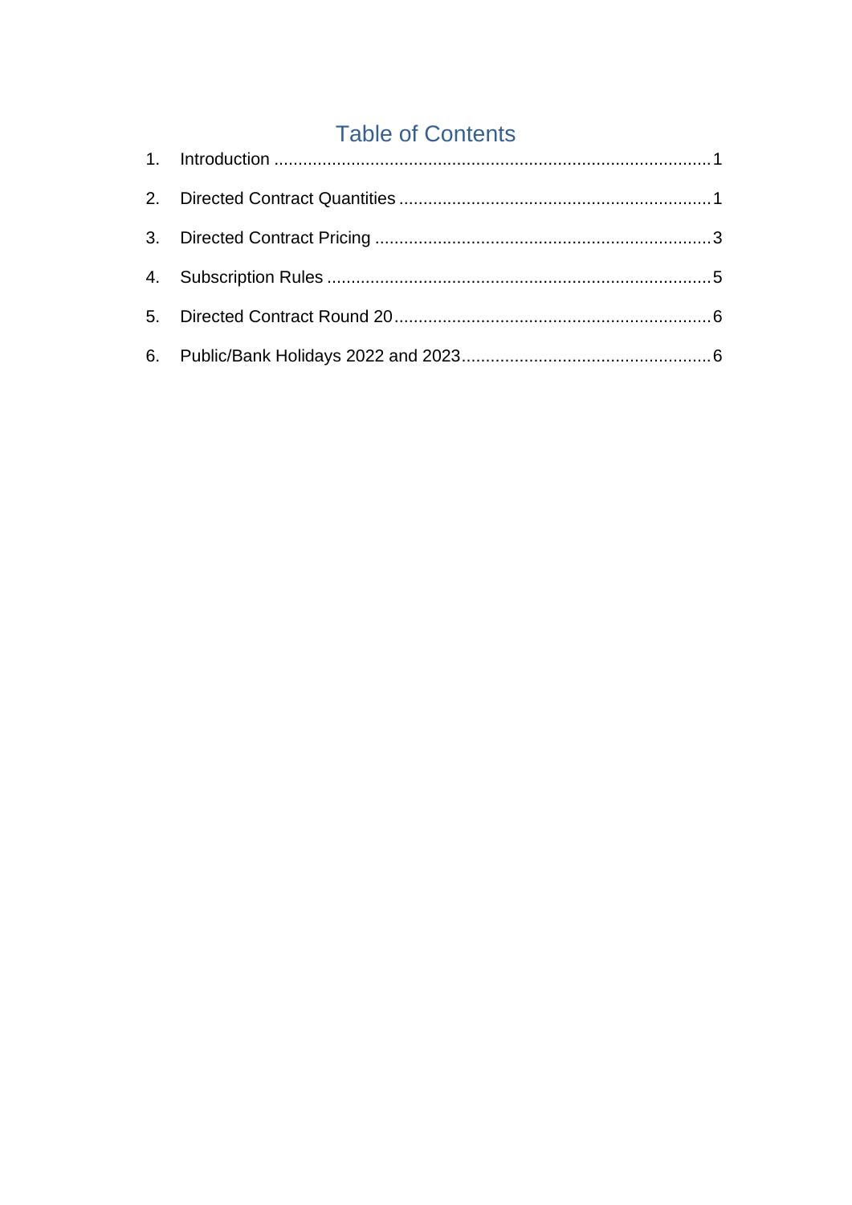# Table of Contents

1. Introduction .......................................................................................... 1
2. Directed Contract Quantities ................................................................ 1
3. Directed Contract Pricing ..................................................................... 3
4. Subscription Rules ................................................................................ 5
5. Directed Contract Round 20 ................................................................. 6
6. Public/Bank Holidays 2022 and 2023 ................................................... 6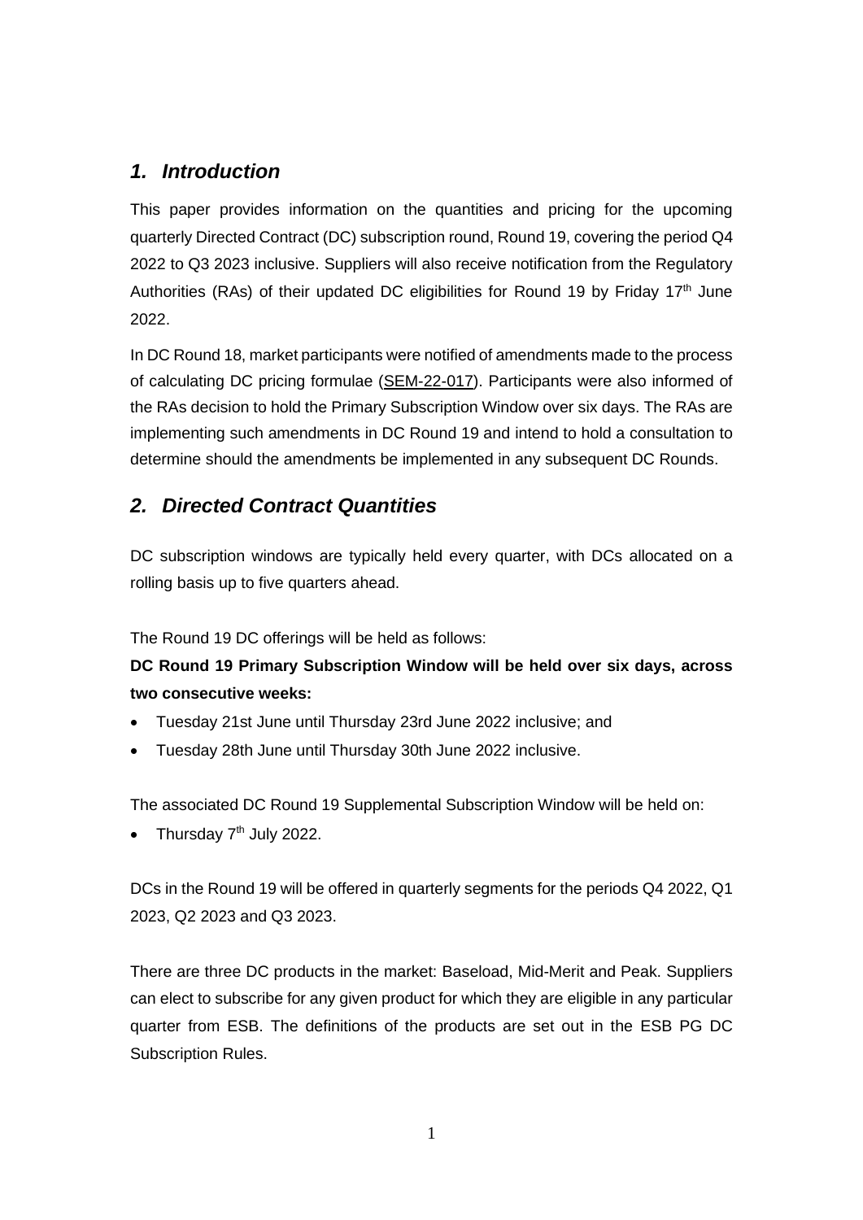## *1. Introduction*

This paper provides information on the quantities and pricing for the upcoming quarterly Directed Contract (DC) subscription round, Round 19, covering the period Q4 2022 to Q3 2023 inclusive. Suppliers will also receive notification from the Regulatory Authorities (RAs) of their updated DC eligibilities for Round 19 by Friday 17th June 2022.

In DC Round 18, market participants were notified of amendments made to the process of calculating DC pricing formulae (SEM-22-017). Participants were also informed of the RAs decision to hold the Primary Subscription Window over six days. The RAs are implementing such amendments in DC Round 19 and intend to hold a consultation to determine should the amendments be implemented in any subsequent DC Rounds.

## *2. Directed Contract Quantities*

DC subscription windows are typically held every quarter, with DCs allocated on a rolling basis up to five quarters ahead.

The Round 19 DC offerings will be held as follows:

**DC Round 19 Primary Subscription Window will be held over six days, across two consecutive weeks:**

- Tuesday 21st June until Thursday 23rd June 2022 inclusive; and
- Tuesday 28th June until Thursday 30th June 2022 inclusive.

The associated DC Round 19 Supplemental Subscription Window will be held on:

- Thursday 7th July 2022.

DCs in the Round 19 will be offered in quarterly segments for the periods Q4 2022, Q1 2023, Q2 2023 and Q3 2023.

There are three DC products in the market: Baseload, Mid-Merit and Peak. Suppliers can elect to subscribe for any given product for which they are eligible in any particular quarter from ESB. The definitions of the products are set out in the ESB PG DC Subscription Rules.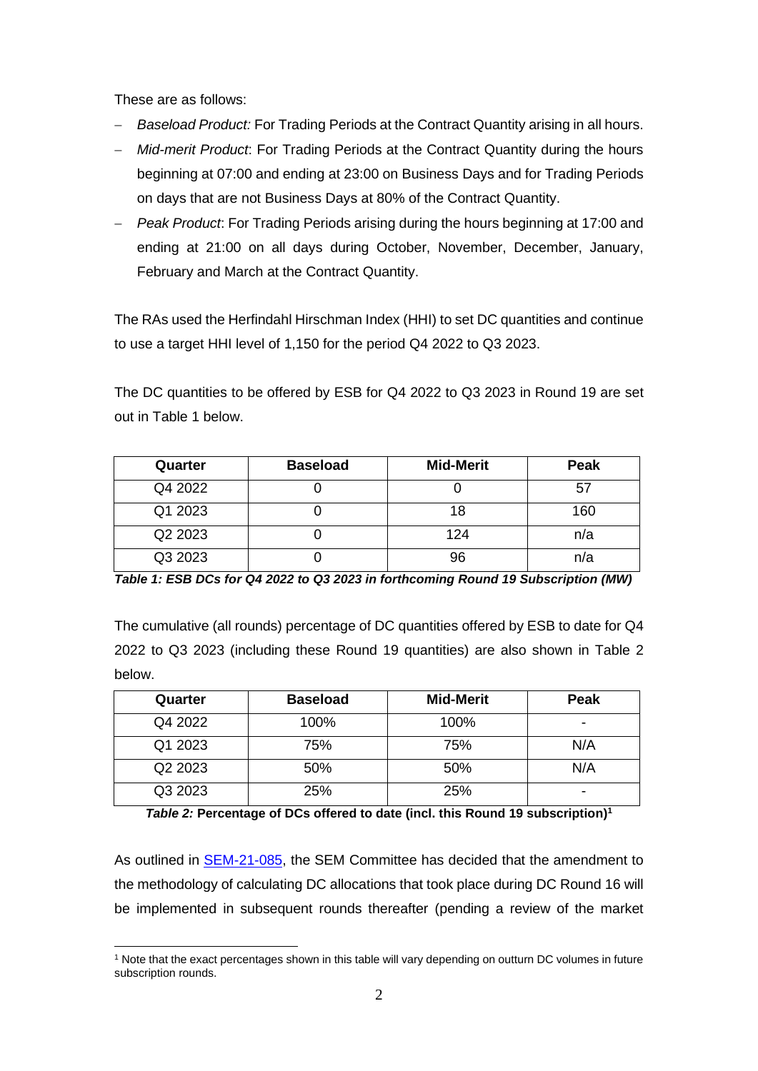These are as follows:

- *Baseload Product:* For Trading Periods at the Contract Quantity arising in all hours.
- *Mid-merit Product*: For Trading Periods at the Contract Quantity during the hours beginning at 07:00 and ending at 23:00 on Business Days and for Trading Periods on days that are not Business Days at 80% of the Contract Quantity.
- *Peak Product*: For Trading Periods arising during the hours beginning at 17:00 and ending at 21:00 on all days during October, November, December, January, February and March at the Contract Quantity.

The RAs used the Herfindahl Hirschman Index (HHI) to set DC quantities and continue to use a target HHI level of 1,150 for the period Q4 2022 to Q3 2023.

The DC quantities to be offered by ESB for Q4 2022 to Q3 2023 in Round 19 are set out in Table 1 below.

| Quarter | Baseload | Mid-Merit | Peak |
|---|---|---|---|
| Q4 2022 | 0 | 0 | 57 |
| Q1 2023 | 0 | 18 | 160 |
| Q2 2023 | 0 | 124 | n/a |
| Q3 2023 | 0 | 96 | n/a |

***Table 1: ESB DCs for Q4 2022 to Q3 2023 in forthcoming Round 19 Subscription (MW)***

The cumulative (all rounds) percentage of DC quantities offered by ESB to date for Q4 2022 to Q3 2023 (including these Round 19 quantities) are also shown in Table 2 below.

| Quarter | Baseload | Mid-Merit | Peak |
|---|---|---|---|
| Q4 2022 | 100% | 100% | - |
| Q1 2023 | 75% | 75% | N/A |
| Q2 2023 | 50% | 50% | N/A |
| Q3 2023 | 25% | 25% | - |

***Table 2:* Percentage of DCs offered to date (incl. this Round 19 subscription)[1]**

As outlined in SEM-21-085, the SEM Committee has decided that the amendment to the methodology of calculating DC allocations that took place during DC Round 16 will be implemented in subsequent rounds thereafter (pending a review of the market

[1] Note that the exact percentages shown in this table will vary depending on outturn DC volumes in future subscription rounds.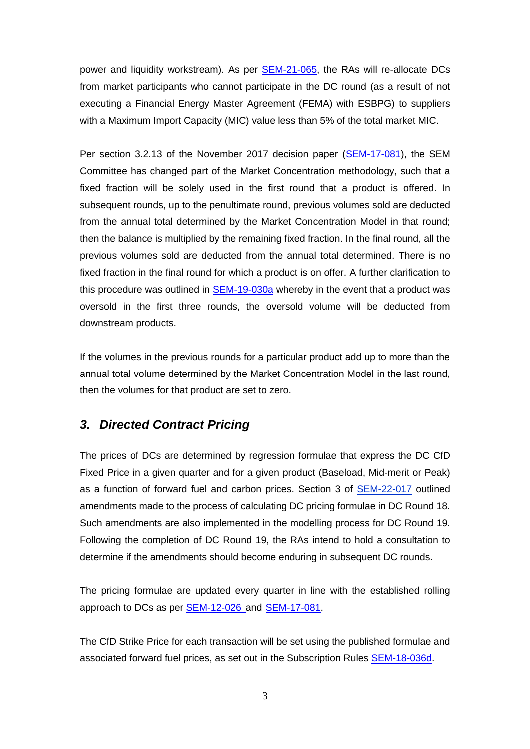power and liquidity workstream). As per SEM-21-065, the RAs will re-allocate DCs from market participants who cannot participate in the DC round (as a result of not executing a Financial Energy Master Agreement (FEMA) with ESBPG) to suppliers with a Maximum Import Capacity (MIC) value less than 5% of the total market MIC.

Per section 3.2.13 of the November 2017 decision paper (SEM-17-081), the SEM Committee has changed part of the Market Concentration methodology, such that a fixed fraction will be solely used in the first round that a product is offered. In subsequent rounds, up to the penultimate round, previous volumes sold are deducted from the annual total determined by the Market Concentration Model in that round; then the balance is multiplied by the remaining fixed fraction. In the final round, all the previous volumes sold are deducted from the annual total determined. There is no fixed fraction in the final round for which a product is on offer. A further clarification to this procedure was outlined in SEM-19-030a whereby in the event that a product was oversold in the first three rounds, the oversold volume will be deducted from downstream products.

If the volumes in the previous rounds for a particular product add up to more than the annual total volume determined by the Market Concentration Model in the last round, then the volumes for that product are set to zero.

## *3. Directed Contract Pricing*

The prices of DCs are determined by regression formulae that express the DC CfD Fixed Price in a given quarter and for a given product (Baseload, Mid-merit or Peak) as a function of forward fuel and carbon prices. Section 3 of SEM-22-017 outlined amendments made to the process of calculating DC pricing formulae in DC Round 18. Such amendments are also implemented in the modelling process for DC Round 19. Following the completion of DC Round 19, the RAs intend to hold a consultation to determine if the amendments should become enduring in subsequent DC rounds.

The pricing formulae are updated every quarter in line with the established rolling approach to DCs as per SEM-12-026 and SEM-17-081.

The CfD Strike Price for each transaction will be set using the published formulae and associated forward fuel prices, as set out in the Subscription Rules SEM-18-036d.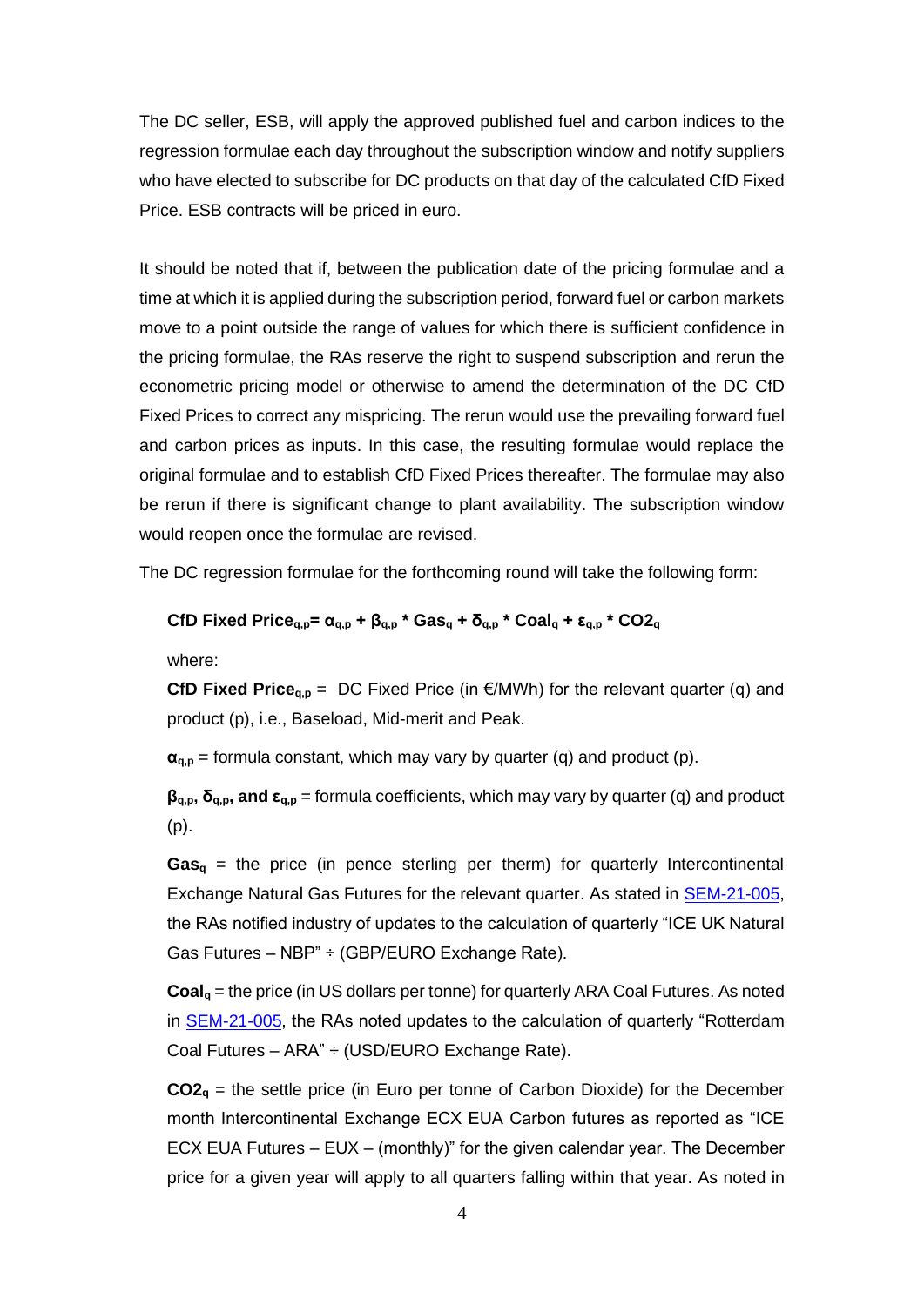The DC seller, ESB, will apply the approved published fuel and carbon indices to the regression formulae each day throughout the subscription window and notify suppliers who have elected to subscribe for DC products on that day of the calculated CfD Fixed Price. ESB contracts will be priced in euro.

It should be noted that if, between the publication date of the pricing formulae and a time at which it is applied during the subscription period, forward fuel or carbon markets move to a point outside the range of values for which there is sufficient confidence in the pricing formulae, the RAs reserve the right to suspend subscription and rerun the econometric pricing model or otherwise to amend the determination of the DC CfD Fixed Prices to correct any mispricing. The rerun would use the prevailing forward fuel and carbon prices as inputs. In this case, the resulting formulae would replace the original formulae and to establish CfD Fixed Prices thereafter. The formulae may also be rerun if there is significant change to plant availability. The subscription window would reopen once the formulae are revised.

The DC regression formulae for the forthcoming round will take the following form:

$$\textbf{CfD Fixed Price}_{q,p} = \alpha_{q,p} + \beta_{q,p} * \textbf{Gas}_q + \delta_{q,p} * \textbf{Coal}_q + \varepsilon_{q,p} * \textbf{CO2}_q$$

where:

**CfD Fixed Price**$_{q,p}$ = DC Fixed Price (in €/MWh) for the relevant quarter (q) and product (p), i.e., Baseload, Mid-merit and Peak.

$\alpha_{q,p}$ = formula constant, which may vary by quarter (q) and product (p).

$\beta_{q,p}$, $\delta_{q,p}$, **and** $\varepsilon_{q,p}$ = formula coefficients, which may vary by quarter (q) and product (p).

**Gas**$_q$ = the price (in pence sterling per therm) for quarterly Intercontinental Exchange Natural Gas Futures for the relevant quarter. As stated in SEM-21-005, the RAs notified industry of updates to the calculation of quarterly "ICE UK Natural Gas Futures – NBP" ÷ (GBP/EURO Exchange Rate).

**Coal**$_q$ = the price (in US dollars per tonne) for quarterly ARA Coal Futures. As noted in SEM-21-005, the RAs noted updates to the calculation of quarterly "Rotterdam Coal Futures – ARA" ÷ (USD/EURO Exchange Rate).

**CO2**$_q$ = the settle price (in Euro per tonne of Carbon Dioxide) for the December month Intercontinental Exchange ECX EUA Carbon futures as reported as "ICE ECX EUA Futures – EUX – (monthly)" for the given calendar year. The December price for a given year will apply to all quarters falling within that year. As noted in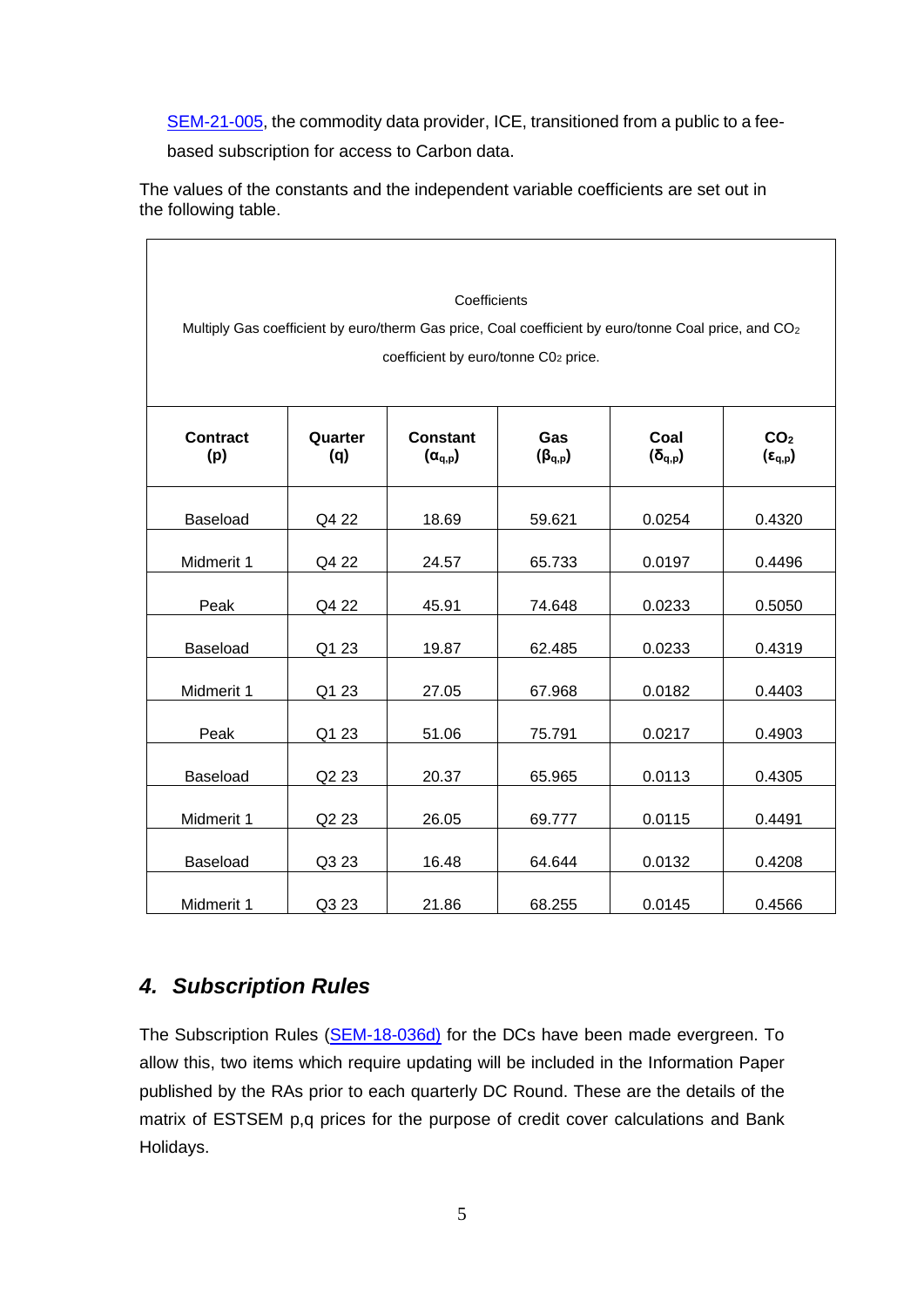SEM-21-005, the commodity data provider, ICE, transitioned from a public to a fee-based subscription for access to Carbon data.

The values of the constants and the independent variable coefficients are set out in the following table.

| Coefficients<br>Multiply Gas coefficient by euro/therm Gas price, Coal coefficient by euro/tonne Coal price, and $CO_2$ coefficient by euro/tonne $CO_2$ price. | | | | | |
|---|---|---|---|---|---|
| **Contract (p)** | **Quarter (q)** | **Constant ($\alpha_{q,p}$)** | **Gas ($\beta_{q,p}$)** | **Coal ($\delta_{q,p}$)** | **$CO_2$ ($\varepsilon_{q,p}$)** |
| Baseload | Q4 22 | 18.69 | 59.621 | 0.0254 | 0.4320 |
| Midmerit 1 | Q4 22 | 24.57 | 65.733 | 0.0197 | 0.4496 |
| Peak | Q4 22 | 45.91 | 74.648 | 0.0233 | 0.5050 |
| Baseload | Q1 23 | 19.87 | 62.485 | 0.0233 | 0.4319 |
| Midmerit 1 | Q1 23 | 27.05 | 67.968 | 0.0182 | 0.4403 |
| Peak | Q1 23 | 51.06 | 75.791 | 0.0217 | 0.4903 |
| Baseload | Q2 23 | 20.37 | 65.965 | 0.0113 | 0.4305 |
| Midmerit 1 | Q2 23 | 26.05 | 69.777 | 0.0115 | 0.4491 |
| Baseload | Q3 23 | 16.48 | 64.644 | 0.0132 | 0.4208 |
| Midmerit 1 | Q3 23 | 21.86 | 68.255 | 0.0145 | 0.4566 |

### *4. Subscription Rules*

The Subscription Rules (SEM-18-036d) for the DCs have been made evergreen. To allow this, two items which require updating will be included in the Information Paper published by the RAs prior to each quarterly DC Round. These are the details of the matrix of ESTSEM p,q prices for the purpose of credit cover calculations and Bank Holidays.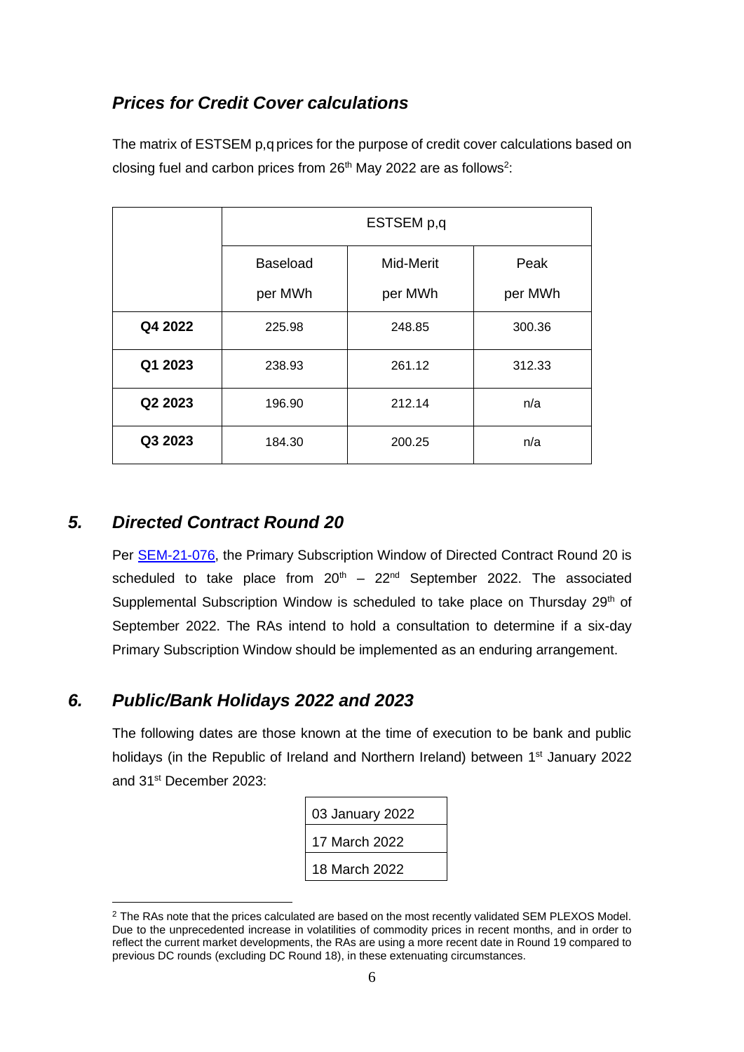### *Prices for Credit Cover calculations*

The matrix of ESTSEM p,q prices for the purpose of credit cover calculations based on closing fuel and carbon prices from 26th May 2022 are as follows[2]:

| | ESTSEM p,q | | |
|---|---|---|---|
| | Baseload per MWh | Mid-Merit per MWh | Peak per MWh |
| **Q4 2022** | 225.98 | 248.85 | 300.36 |
| **Q1 2023** | 238.93 | 261.12 | 312.33 |
| **Q2 2023** | 196.90 | 212.14 | n/a |
| **Q3 2023** | 184.30 | 200.25 | n/a |

## *5. Directed Contract Round 20*

Per SEM-21-076, the Primary Subscription Window of Directed Contract Round 20 is scheduled to take place from 20th – 22nd September 2022. The associated Supplemental Subscription Window is scheduled to take place on Thursday 29th of September 2022. The RAs intend to hold a consultation to determine if a six-day Primary Subscription Window should be implemented as an enduring arrangement.

## *6. Public/Bank Holidays 2022 and 2023*

The following dates are those known at the time of execution to be bank and public holidays (in the Republic of Ireland and Northern Ireland) between 1st January 2022 and 31st December 2023:

| 03 January 2022 |
|---|
| 17 March 2022 |
| 18 March 2022 |

[2] The RAs note that the prices calculated are based on the most recently validated SEM PLEXOS Model. Due to the unprecedented increase in volatilities of commodity prices in recent months, and in order to reflect the current market developments, the RAs are using a more recent date in Round 19 compared to previous DC rounds (excluding DC Round 18), in these extenuating circumstances.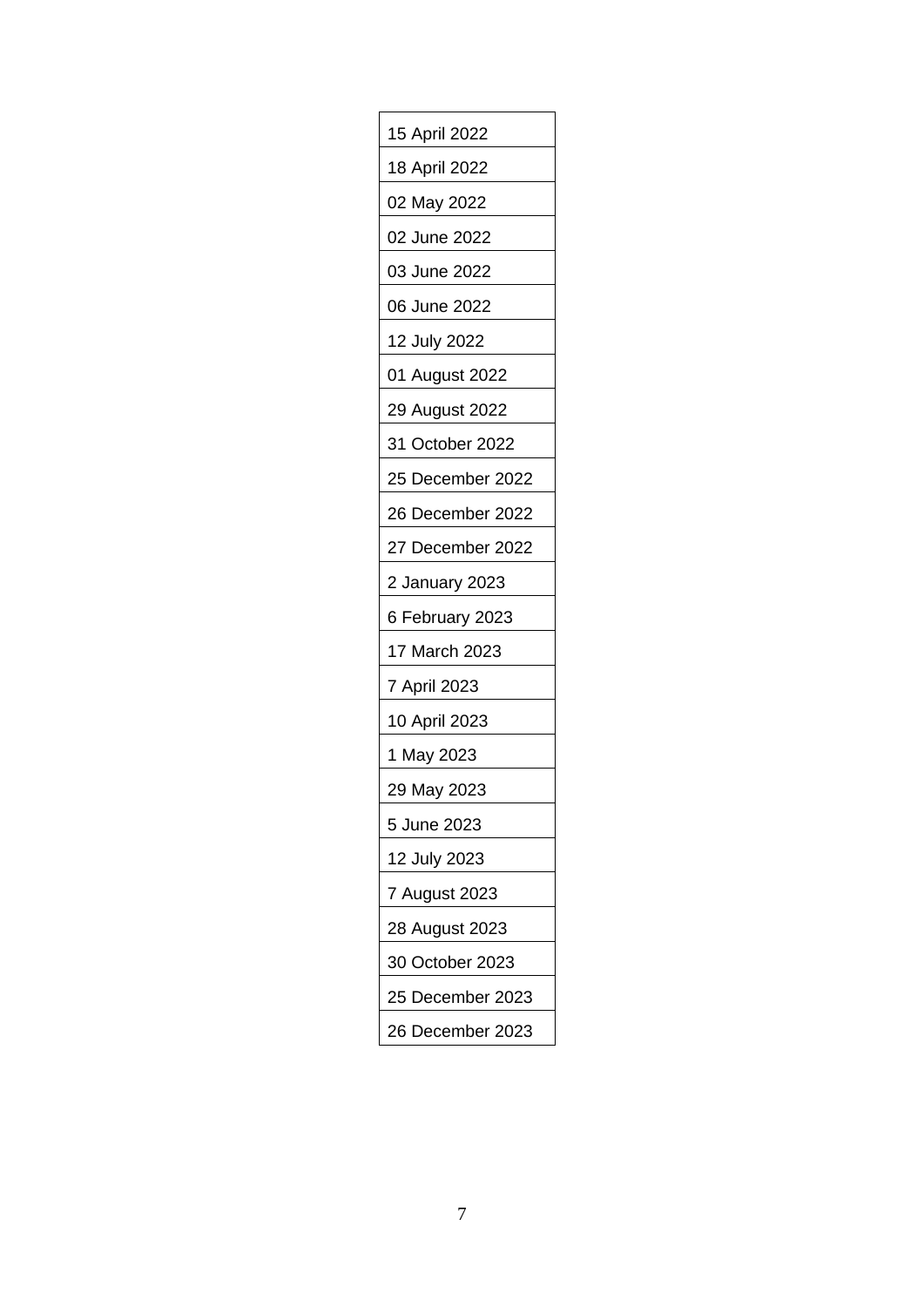| |
|---|
| 15 April 2022 |
| 18 April 2022 |
| 02 May 2022 |
| 02 June 2022 |
| 03 June 2022 |
| 06 June 2022 |
| 12 July 2022 |
| 01 August 2022 |
| 29 August 2022 |
| 31 October 2022 |
| 25 December 2022 |
| 26 December 2022 |
| 27 December 2022 |
| 2 January 2023 |
| 6 February 2023 |
| 17 March 2023 |
| 7 April 2023 |
| 10 April 2023 |
| 1 May 2023 |
| 29 May 2023 |
| 5 June 2023 |
| 12 July 2023 |
| 7 August 2023 |
| 28 August 2023 |
| 30 October 2023 |
| 25 December 2023 |
| 26 December 2023 |